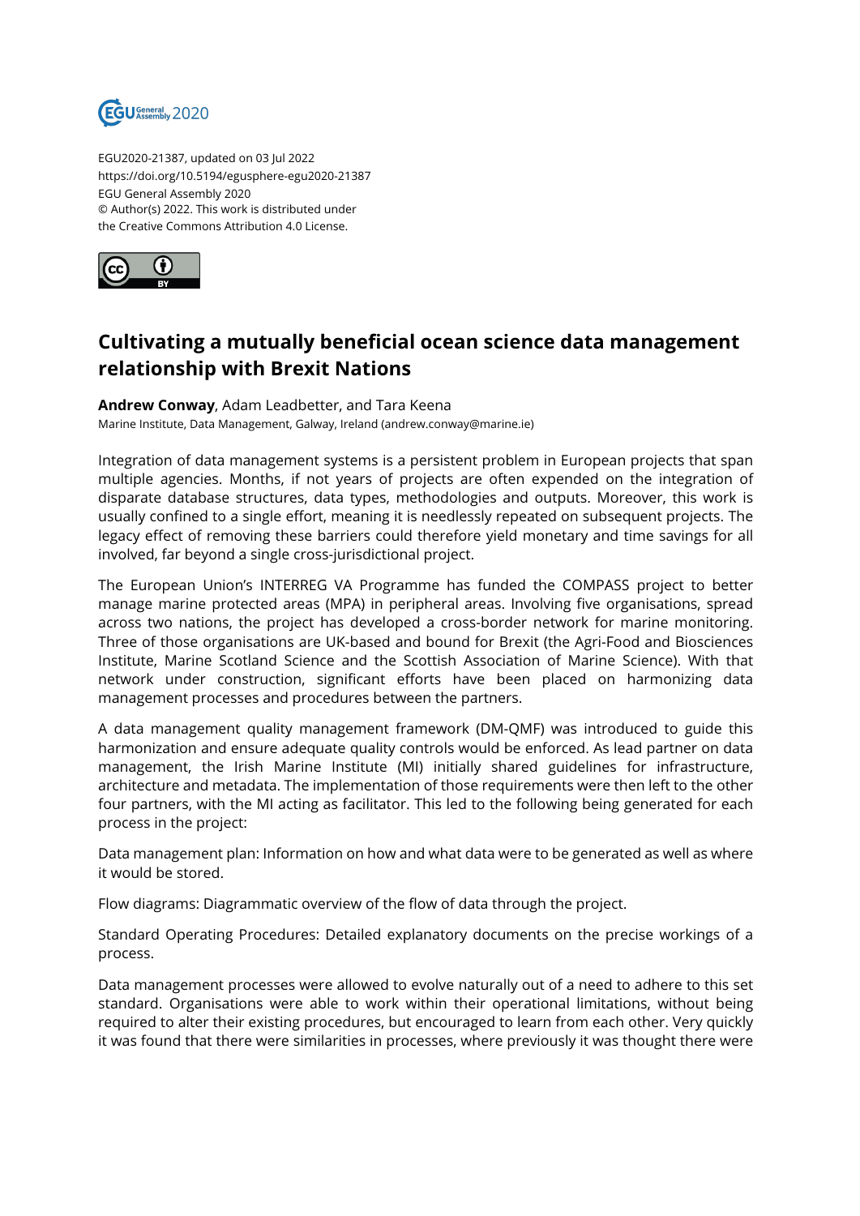EGU2020-21387, updated on 03 Jul 2022
https://doi.org/10.5194/egusphere-egu2020-21387
EGU General Assembly 2020
© Author(s) 2022. This work is distributed under
the Creative Commons Attribution 4.0 License.

# Cultivating a mutually beneficial ocean science data management relationship with Brexit Nations

**Andrew Conway**, Adam Leadbetter, and Tara Keena
Marine Institute, Data Management, Galway, Ireland (andrew.conway@marine.ie)

Integration of data management systems is a persistent problem in European projects that span multiple agencies. Months, if not years of projects are often expended on the integration of disparate database structures, data types, methodologies and outputs. Moreover, this work is usually confined to a single effort, meaning it is needlessly repeated on subsequent projects. The legacy effect of removing these barriers could therefore yield monetary and time savings for all involved, far beyond a single cross-jurisdictional project.

The European Union's INTERREG VA Programme has funded the COMPASS project to better manage marine protected areas (MPA) in peripheral areas. Involving five organisations, spread across two nations, the project has developed a cross-border network for marine monitoring. Three of those organisations are UK-based and bound for Brexit (the Agri-Food and Biosciences Institute, Marine Scotland Science and the Scottish Association of Marine Science). With that network under construction, significant efforts have been placed on harmonizing data management processes and procedures between the partners.

A data management quality management framework (DM-QMF) was introduced to guide this harmonization and ensure adequate quality controls would be enforced. As lead partner on data management, the Irish Marine Institute (MI) initially shared guidelines for infrastructure, architecture and metadata. The implementation of those requirements were then left to the other four partners, with the MI acting as facilitator. This led to the following being generated for each process in the project:

Data management plan: Information on how and what data were to be generated as well as where it would be stored.

Flow diagrams: Diagrammatic overview of the flow of data through the project.

Standard Operating Procedures: Detailed explanatory documents on the precise workings of a process.

Data management processes were allowed to evolve naturally out of a need to adhere to this set standard. Organisations were able to work within their operational limitations, without being required to alter their existing procedures, but encouraged to learn from each other. Very quickly it was found that there were similarities in processes, where previously it was thought there were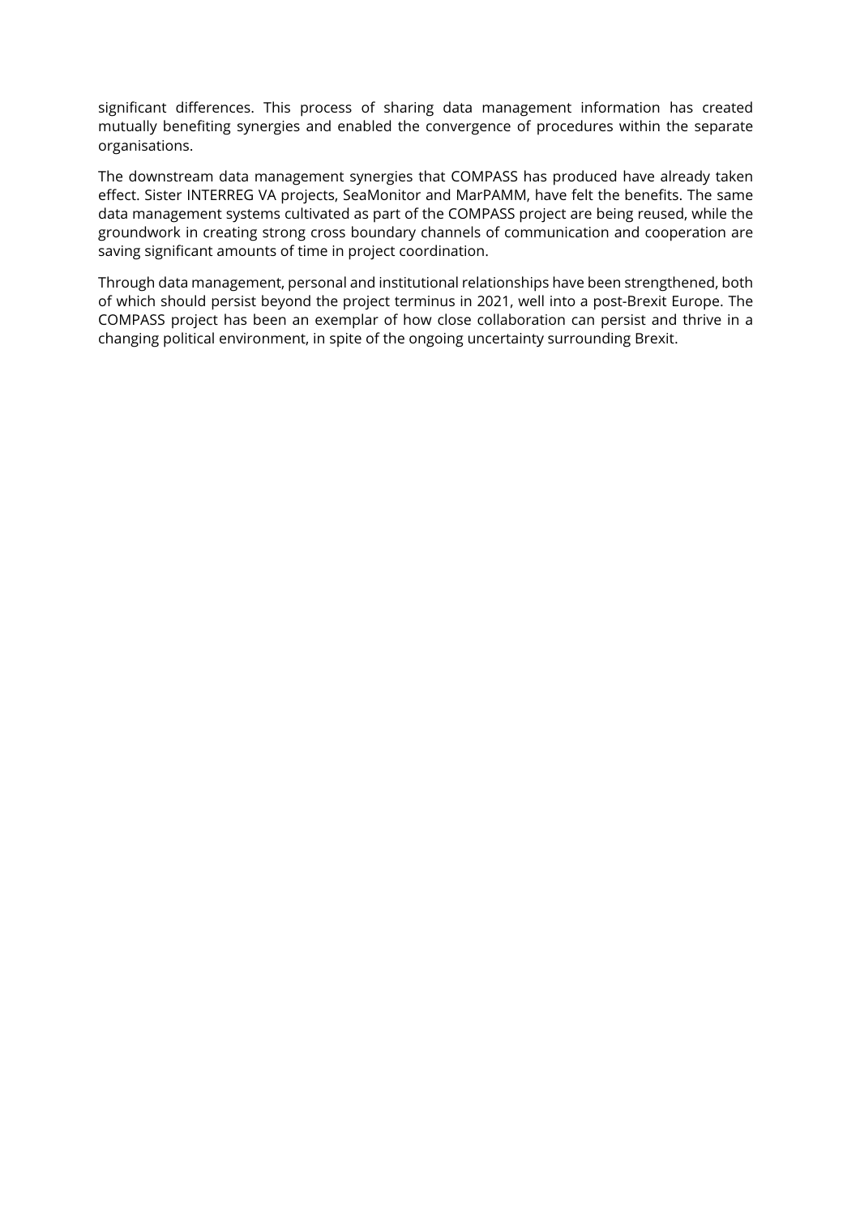significant differences. This process of sharing data management information has created mutually benefiting synergies and enabled the convergence of procedures within the separate organisations.

The downstream data management synergies that COMPASS has produced have already taken effect. Sister INTERREG VA projects, SeaMonitor and MarPAMM, have felt the benefits. The same data management systems cultivated as part of the COMPASS project are being reused, while the groundwork in creating strong cross boundary channels of communication and cooperation are saving significant amounts of time in project coordination.

Through data management, personal and institutional relationships have been strengthened, both of which should persist beyond the project terminus in 2021, well into a post-Brexit Europe. The COMPASS project has been an exemplar of how close collaboration can persist and thrive in a changing political environment, in spite of the ongoing uncertainty surrounding Brexit.